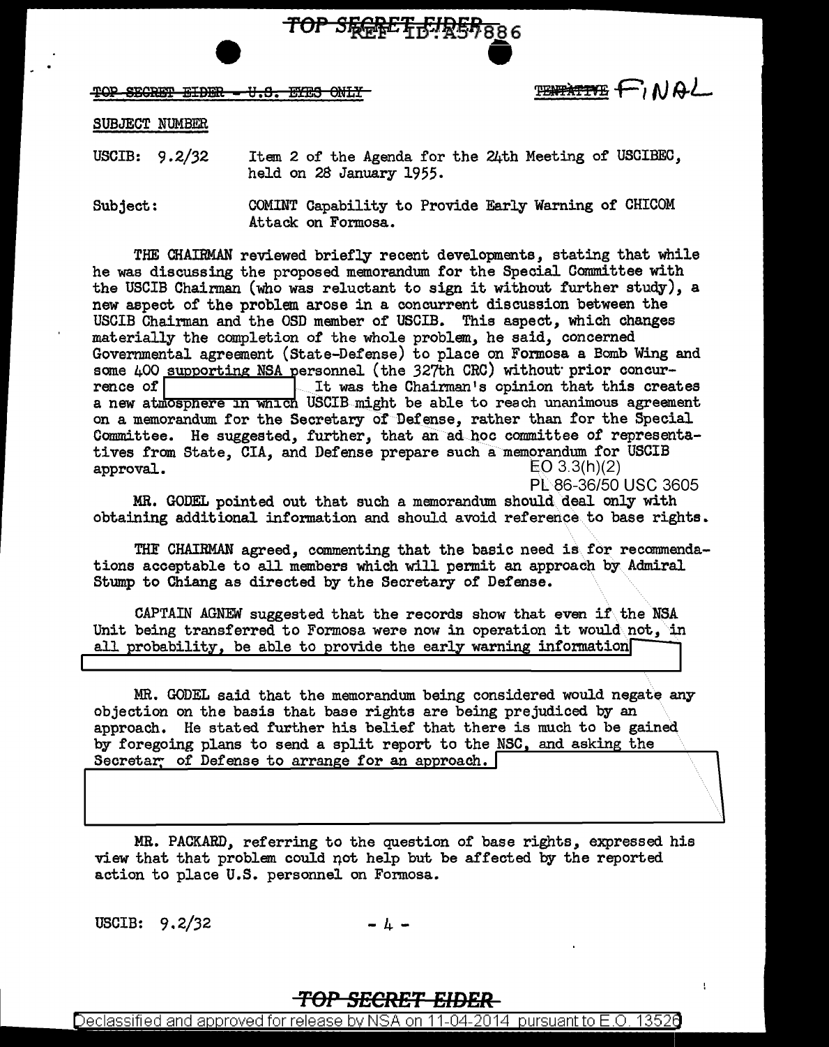TOP SECRET EIDER - U.S. EYES ONLY

TENTATIVE FINAL

SUBJECT NUMBER

USCIB: 9.2/32 Item 2 of the Agenda for the 24th Meeting of USCIBEC, held on 28 January 1955.

Subject: COMINT Capability to Provide Early Warning of CHICOM Attack on Formosa.

THE CHAIRMAN reviewed briefly recent developments, stating that while he was discussing the proposed memorandum for the Special Committee with the USCIB Chairman (who was reluctant to sign it without further study), a new aspect of the problem arose in a concurrent discussion between the USCIB Chairman and the OSD member of USCIB. This aspect, which changes materially the completion of the whole problem, he said, concerned Governmental agreement (State-Defense) to place on Formosa a Bomb Wing and some 400 supporting NSA personnel (the 327th CRC) without prior concurrence of [REDACTED] It was the Chairman's opinion that this creates a new atmosphere in which USCIB might be able to reach unanimous agreement on a memorandum for the Secretary of Defense, rather than for the Special Committee. He suggested, further, that an ad hoc committee of representatives from State, CIA, and Defense prepare such a memorandum for USCIB approval.

EO 3.3(h)(2)
PL 86-36/50 USC 3605

MR. GODEL pointed out that such a memorandum should deal only with obtaining additional information and should avoid reference to base rights.

THE CHAIRMAN agreed, commenting that the basic need is for recommendations acceptable to all members which will permit an approach by Admiral Stump to Chiang as directed by the Secretary of Defense.

CAPTAIN AGNEW suggested that the records show that even if the NSA Unit being transferred to Formosa were now in operation it would not, in all probability, be able to provide the early warning information [REDACTED]

MR. GODEL said that the memorandum being considered would negate any objection on the basis that base rights are being prejudiced by an approach. He stated further his belief that there is much to be gained by foregoing plans to send a split report to the NSC, and asking the Secretary of Defense to arrange for an approach. [REDACTED]

MR. PACKARD, referring to the question of base rights, expressed his view that that problem could not help but be affected by the reported action to place U.S. personnel on Formosa.

USCIB: 9.2/32

TOP SECRET EIDER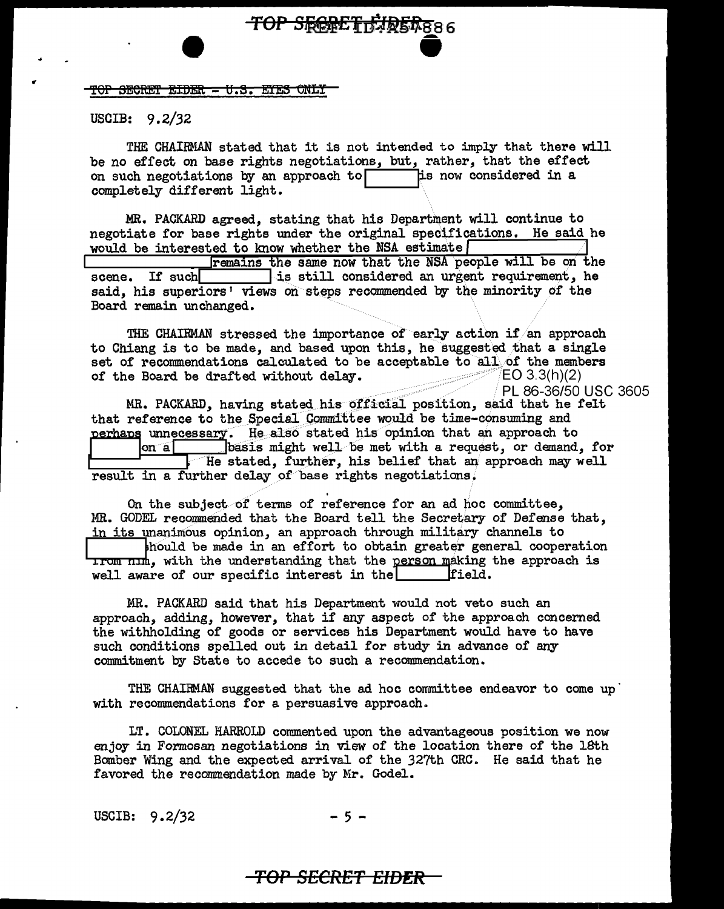TOP SECRET EIDER - U.S. EYES ONLY

USCIB: 9.2/32

THE CHAIRMAN stated that it is not intended to imply that there will be no effect on base rights negotiations, but, rather, that the effect on such negotiations by an approach to [redacted] is now considered in a completely different light.

MR. PACKARD agreed, stating that his Department will continue to negotiate for base rights under the original specifications. He said he would be interested to know whether the NSA estimate [redacted] remains the same now that the NSA people will be on the scene. If such [redacted] is still considered an urgent requirement, he said, his superiors' views on steps recommended by the minority of the Board remain unchanged.

THE CHAIRMAN stressed the importance of early action if an approach to Chiang is to be made, and based upon this, he suggested that a single set of recommendations calculated to be acceptable to all of the members of the Board be drafted without delay.

EO 3.3(h)(2)
PL 86-36/50 USC 3605

MR. PACKARD, having stated his official position, said that he felt that reference to the Special Committee would be time-consuming and perhaps unnecessary. He also stated his opinion that an approach to [redacted] on a [redacted] basis might well be met with a request, or demand, for [redacted]. He stated, further, his belief that an approach may well result in a further delay of base rights negotiations.

On the subject of terms of reference for an ad hoc committee, MR. GODEL recommended that the Board tell the Secretary of Defense that, in its unanimous opinion, an approach through military channels to [redacted] should be made in an effort to obtain greater general cooperation from him, with the understanding that the person making the approach is well aware of our specific interest in the [redacted] field.

MR. PACKARD said that his Department would not veto such an approach, adding, however, that if any aspect of the approach concerned the withholding of goods or services his Department would have to have such conditions spelled out in detail for study in advance of any commitment by State to accede to such a recommendation.

THE CHAIRMAN suggested that the ad hoc committee endeavor to come up with recommendations for a persuasive approach.

LT. COLONEL HARROLD commented upon the advantageous position we now enjoy in Formosan negotiations in view of the location there of the 18th Bomber Wing and the expected arrival of the 327th CRC. He said that he favored the recommendation made by Mr. Godel.

USCIB: 9.2/32

TOP SECRET EIDER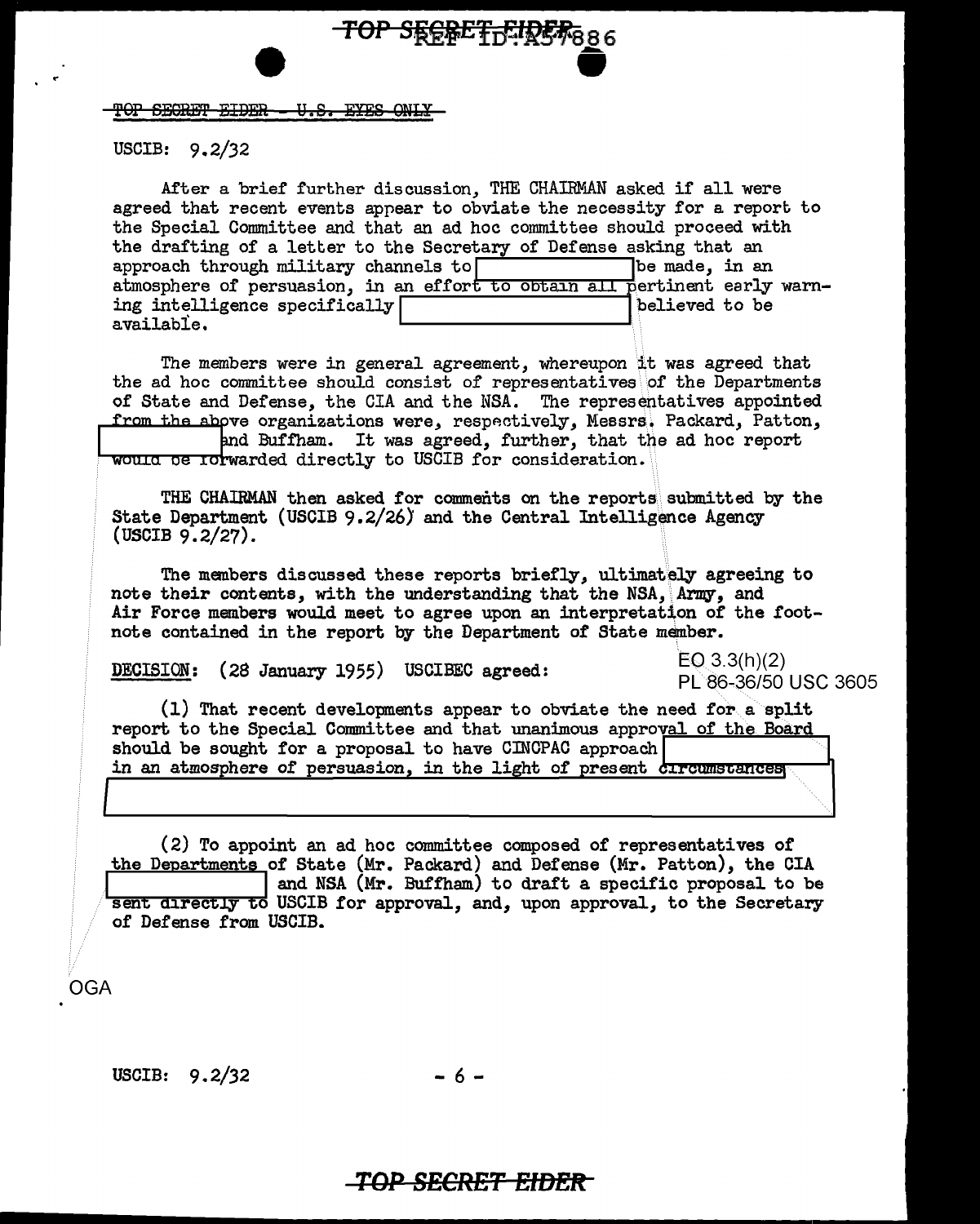TOP SECRET EIDER - U.S. EYES ONLY

USCIB: 9.2/32

After a brief further discussion, THE CHAIRMAN asked if all were agreed that recent events appear to obviate the necessity for a report to the Special Committee and that an ad hoc committee should proceed with the drafting of a letter to the Secretary of Defense asking that an approach through military channels to [ ] be made, in an atmosphere of persuasion, in an effort to obtain all pertinent early warning intelligence specifically [ ] believed to be available.

The members were in general agreement, whereupon it was agreed that the ad hoc committee should consist of representatives of the Departments of State and Defense, the CIA and the NSA. The representatives appointed from the above organizations were, respectively, Messrs. Packard, Patton, [ ] and Buffham. It was agreed, further, that the ad hoc report would be forwarded directly to USCIB for consideration.

THE CHAIRMAN then asked for comments on the reports submitted by the State Department (USCIB 9.2/26) and the Central Intelligence Agency (USCIB 9.2/27).

The members discussed these reports briefly, ultimately agreeing to note their contents, with the understanding that the NSA, Army, and Air Force members would meet to agree upon an interpretation of the footnote contained in the report by the Department of State member.

DECISION: (28 January 1955) USCIBEC agreed:

EO 3.3(h)(2)
PL 86-36/50 USC 3605

(1) That recent developments appear to obviate the need for a split report to the Special Committee and that unanimous approval of the Board should be sought for a proposal to have CINCPAC approach [ ] in an atmosphere of persuasion, in the light of present circumstances [ ]

(2) To appoint an ad hoc committee composed of representatives of the Departments of State (Mr. Packard) and Defense (Mr. Patton), the CIA [ ] and NSA (Mr. Buffham) to draft a specific proposal to be sent directly to USCIB for approval, and, upon approval, to the Secretary of Defense from USCIB.

OGA

USCIB: 9.2/32

TOP SECRET EIDER